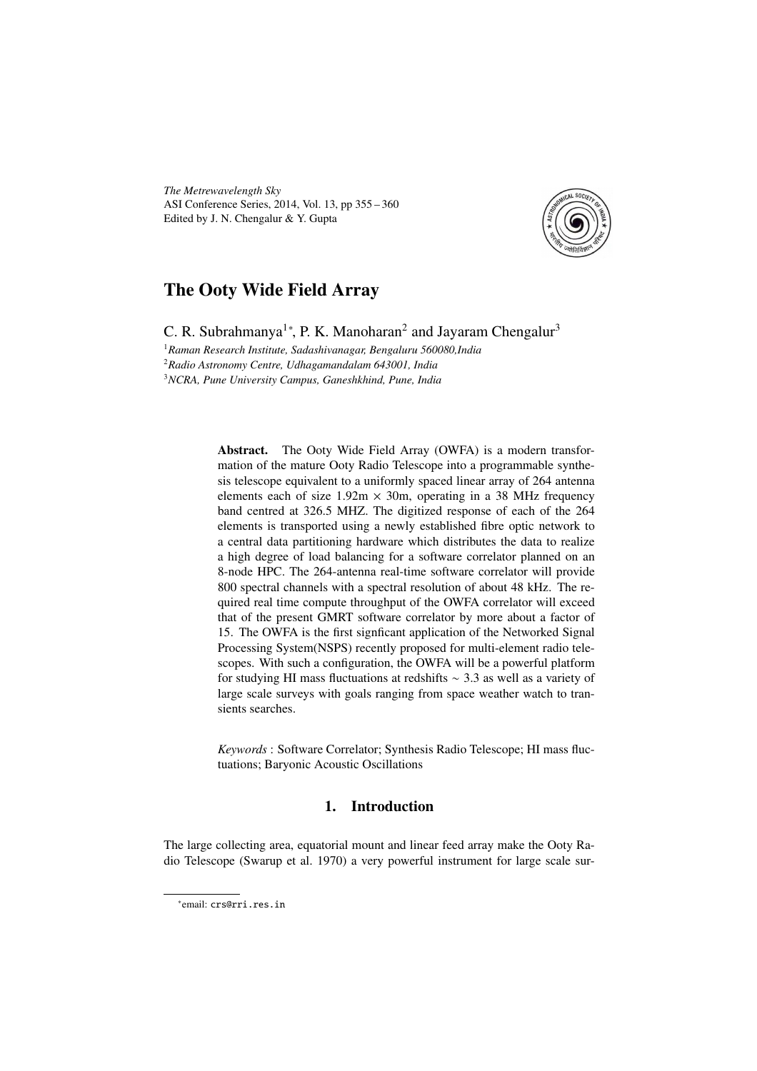*The Metrewavelength Sky*
ASI Conference Series, 2014, Vol. 13, pp 355 – 360
Edited by J. N. Chengalur & Y. Gupta

# The Ooty Wide Field Array

C. R. Subrahmanya[1*], P. K. Manoharan[2] and Jayaram Chengalur[3]

[1]*Raman Research Institute, Sadashivanagar, Bengaluru 560080,India*
[2]*Radio Astronomy Centre, Udhagamandalam 643001, India*
[3]*NCRA, Pune University Campus, Ganeshkhind, Pune, India*

**Abstract.** The Ooty Wide Field Array (OWFA) is a modern transformation of the mature Ooty Radio Telescope into a programmable synthesis telescope equivalent to a uniformly spaced linear array of 264 antenna elements each of size 1.92m $\times$ 30m, operating in a 38 MHz frequency band centred at 326.5 MHZ. The digitized response of each of the 264 elements is transported using a newly established fibre optic network to a central data partitioning hardware which distributes the data to realize a high degree of load balancing for a software correlator planned on an 8-node HPC. The 264-antenna real-time software correlator will provide 800 spectral channels with a spectral resolution of about 48 kHz. The required real time compute throughput of the OWFA correlator will exceed that of the present GMRT software correlator by more about a factor of 15. The OWFA is the first signficant application of the Networked Signal Processing System(NSPS) recently proposed for multi-element radio telescopes. With such a configuration, the OWFA will be a powerful platform for studying HI mass fluctuations at redshifts $\sim 3.3$ as well as a variety of large scale surveys with goals ranging from space weather watch to transients searches.

*Keywords* : Software Correlator; Synthesis Radio Telescope; HI mass fluctuations; Baryonic Acoustic Oscillations

## 1. Introduction

The large collecting area, equatorial mount and linear feed array make the Ooty Radio Telescope (Swarup et al. 1970) a very powerful instrument for large scale sur-

*email: crs@rri.res.in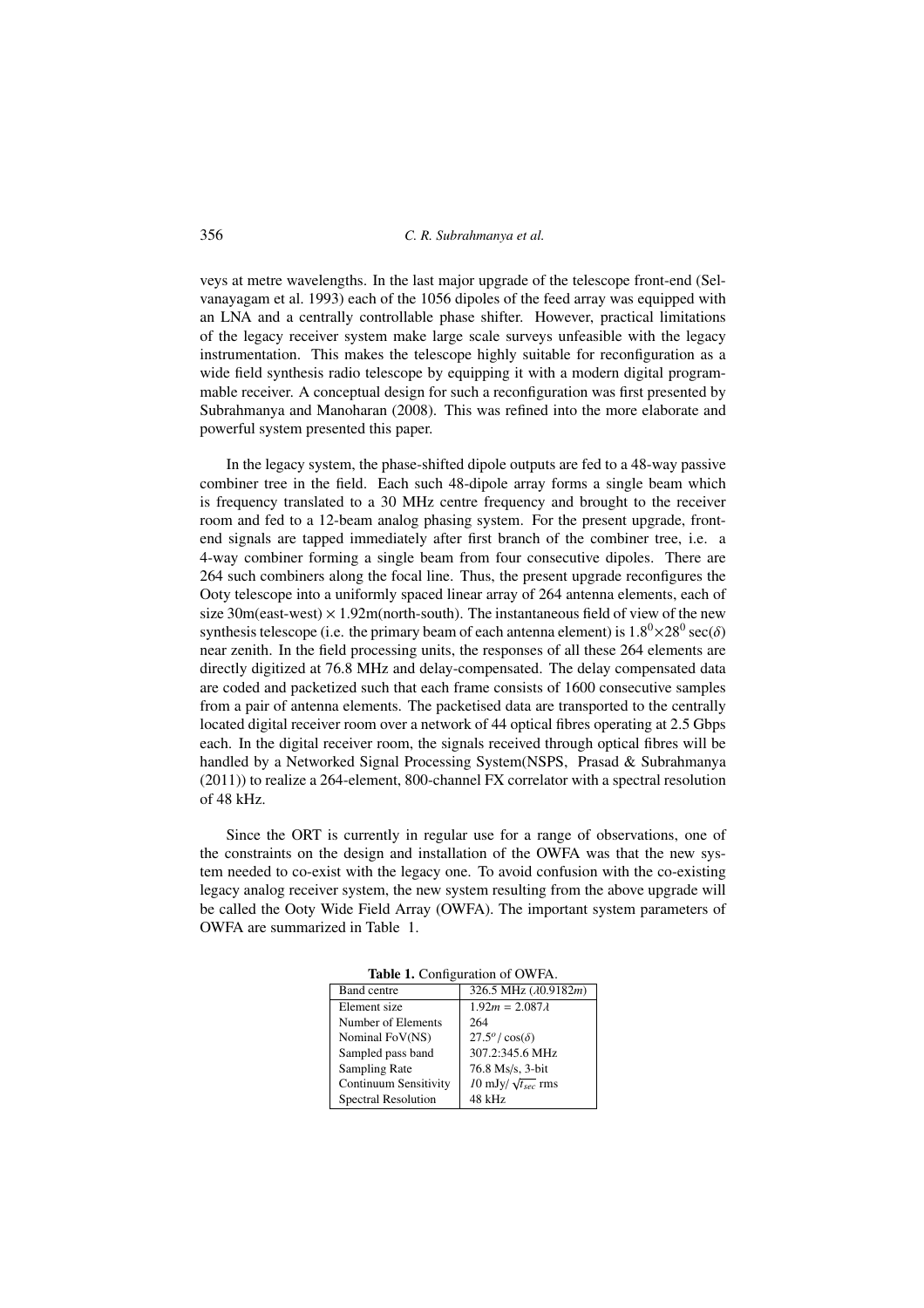veys at metre wavelengths. In the last major upgrade of the telescope front-end (Selvanayagam et al. 1993) each of the 1056 dipoles of the feed array was equipped with an LNA and a centrally controllable phase shifter. However, practical limitations of the legacy receiver system make large scale surveys unfeasible with the legacy instrumentation. This makes the telescope highly suitable for reconfiguration as a wide field synthesis radio telescope by equipping it with a modern digital programmable receiver. A conceptual design for such a reconfiguration was first presented by Subrahmanya and Manoharan (2008). This was refined into the more elaborate and powerful system presented this paper.

In the legacy system, the phase-shifted dipole outputs are fed to a 48-way passive combiner tree in the field. Each such 48-dipole array forms a single beam which is frequency translated to a 30 MHz centre frequency and brought to the receiver room and fed to a 12-beam analog phasing system. For the present upgrade, front-end signals are tapped immediately after first branch of the combiner tree, i.e. a 4-way combiner forming a single beam from four consecutive dipoles. There are 264 such combiners along the focal line. Thus, the present upgrade reconfigures the Ooty telescope into a uniformly spaced linear array of 264 antenna elements, each of size 30m(east-west) $\times$ 1.92m(north-south). The instantaneous field of view of the new synthesis telescope (i.e. the primary beam of each antenna element) is $1.8^0 \times 28^0 \sec(\delta)$ near zenith. In the field processing units, the responses of all these 264 elements are directly digitized at 76.8 MHz and delay-compensated. The delay compensated data are coded and packetized such that each frame consists of 1600 consecutive samples from a pair of antenna elements. The packetised data are transported to the centrally located digital receiver room over a network of 44 optical fibres operating at 2.5 Gbps each. In the digital receiver room, the signals received through optical fibres will be handled by a Networked Signal Processing System(NSPS, Prasad & Subrahmanya (2011)) to realize a 264-element, 800-channel FX correlator with a spectral resolution of 48 kHz.

Since the ORT is currently in regular use for a range of observations, one of the constraints on the design and installation of the OWFA was that the new system needed to co-exist with the legacy one. To avoid confusion with the co-existing legacy analog receiver system, the new system resulting from the above upgrade will be called the Ooty Wide Field Array (OWFA). The important system parameters of OWFA are summarized in Table 1.

**Table 1.** Configuration of OWFA.

| | |
|---|---|
| Band centre | 326.5 MHz ($\lambda 0.9182m$) |
| Element size | $1.92m = 2.087\lambda$ |
| Number of Elements | 264 |
| Nominal FoV(NS) | $27.5^o / \cos(\delta)$ |
| Sampled pass band | 307.2:345.6 MHz |
| Sampling Rate | 76.8 Ms/s, 3-bit |
| Continuum Sensitivity | 10 mJy/ $\sqrt{t_{sec}}$ rms |
| Spectral Resolution | 48 kHz |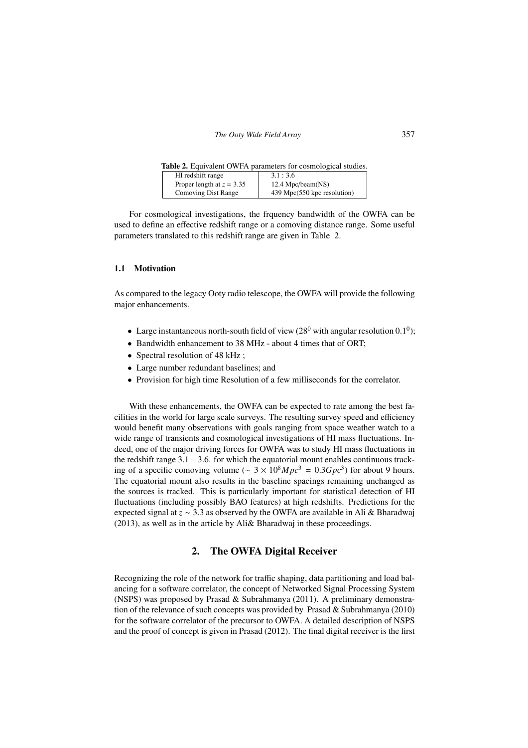**Table 2.** Equivalent OWFA parameters for cosmological studies.

| | |
|---|---|
| HI redshift range | 3.1 : 3.6 |
| Proper length at $z = 3.35$ | 12.4 Mpc/beam(NS) |
| Comoving Dist Range | 439 Mpc(550 kpc resolution) |

For cosmological investigations, the frquency bandwidth of the OWFA can be used to define an effective redshift range or a comoving distance range. Some useful parameters translated to this redshift range are given in Table 2.

### 1.1 Motivation

As compared to the legacy Ooty radio telescope, the OWFA will provide the following major enhancements.

- Large instantaneous north-south field of view ($28^0$ with angular resolution $0.1^0$);
- Bandwidth enhancement to 38 MHz - about 4 times that of ORT;
- Spectral resolution of 48 kHz ;
- Large number redundant baselines; and
- Provision for high time Resolution of a few milliseconds for the correlator.

With these enhancements, the OWFA can be expected to rate among the best facilities in the world for large scale surveys. The resulting survey speed and efficiency would benefit many observations with goals ranging from space weather watch to a wide range of transients and cosmological investigations of HI mass fluctuations. Indeed, one of the major driving forces for OWFA was to study HI mass fluctuations in the redshift range $3.1 - 3.6$. for which the equatorial mount enables continuous tracking of a specific comoving volume ($\sim 3 \times 10^8 Mpc^3 = 0.3 Gpc^3$) for about 9 hours. The equatorial mount also results in the baseline spacings remaining unchanged as the sources is tracked. This is particularly important for statistical detection of HI fluctuations (including possibly BAO features) at high redshifts. Predictions for the expected signal at $z \sim 3.3$ as observed by the OWFA are available in Ali & Bharadwaj (2013), as well as in the article by Ali& Bharadwaj in these proceedings.

## 2. The OWFA Digital Receiver

Recognizing the role of the network for traffic shaping, data partitioning and load balancing for a software correlator, the concept of Networked Signal Processing System (NSPS) was proposed by Prasad & Subrahmanya (2011). A preliminary demonstration of the relevance of such concepts was provided by Prasad & Subrahmanya (2010) for the software correlator of the precursor to OWFA. A detailed description of NSPS and the proof of concept is given in Prasad (2012). The final digital receiver is the first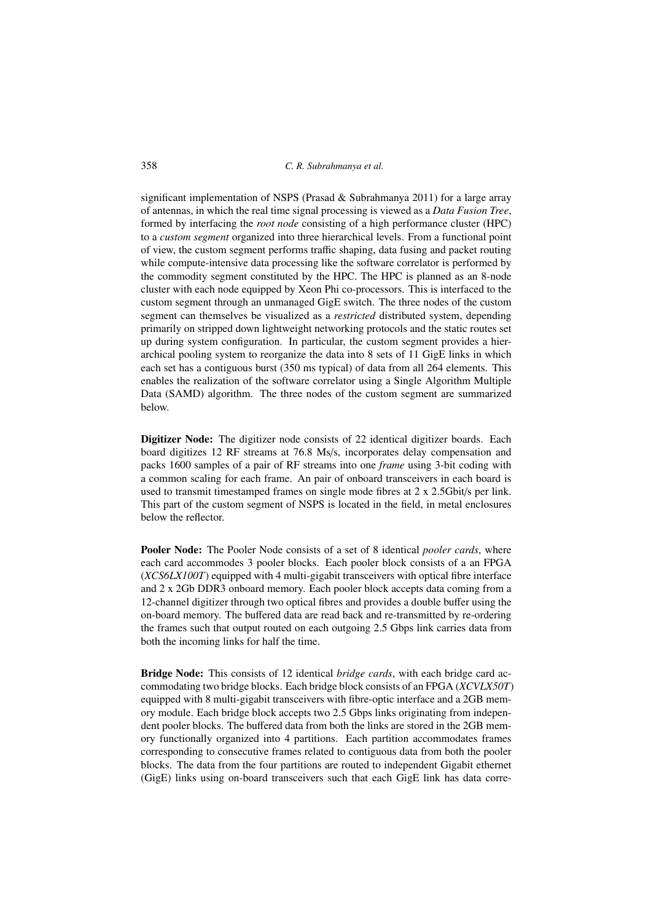significant implementation of NSPS (Prasad & Subrahmanya 2011) for a large array of antennas, in which the real time signal processing is viewed as a *Data Fusion Tree*, formed by interfacing the *root node* consisting of a high performance cluster (HPC) to a *custom segment* organized into three hierarchical levels. From a functional point of view, the custom segment performs traffic shaping, data fusing and packet routing while compute-intensive data processing like the software correlator is performed by the commodity segment constituted by the HPC. The HPC is planned as an 8-node cluster with each node equipped by Xeon Phi co-processors. This is interfaced to the custom segment through an unmanaged GigE switch. The three nodes of the custom segment can themselves be visualized as a *restricted* distributed system, depending primarily on stripped down lightweight networking protocols and the static routes set up during system configuration. In particular, the custom segment provides a hierarchical pooling system to reorganize the data into 8 sets of 11 GigE links in which each set has a contiguous burst (350 ms typical) of data from all 264 elements. This enables the realization of the software correlator using a Single Algorithm Multiple Data (SAMD) algorithm. The three nodes of the custom segment are summarized below.

**Digitizer Node:** The digitizer node consists of 22 identical digitizer boards. Each board digitizes 12 RF streams at 76.8 Ms/s, incorporates delay compensation and packs 1600 samples of a pair of RF streams into one *frame* using 3-bit coding with a common scaling for each frame. An pair of onboard transceivers in each board is used to transmit timestamped frames on single mode fibres at 2 x 2.5Gbit/s per link. This part of the custom segment of NSPS is located in the field, in metal enclosures below the reflector.

**Pooler Node:** The Pooler Node consists of a set of 8 identical *pooler cards*, where each card accommodes 3 pooler blocks. Each pooler block consists of a an FPGA (*XCS6LX100T*) equipped with 4 multi-gigabit transceivers with optical fibre interface and 2 x 2Gb DDR3 onboard memory. Each pooler block accepts data coming from a 12-channel digitizer through two optical fibres and provides a double buffer using the on-board memory. The buffered data are read back and re-transmitted by re-ordering the frames such that output routed on each outgoing 2.5 Gbps link carries data from both the incoming links for half the time.

**Bridge Node:** This consists of 12 identical *bridge cards*, with each bridge card accommodating two bridge blocks. Each bridge block consists of an FPGA (*XCVLX50T*) equipped with 8 multi-gigabit transceivers with fibre-optic interface and a 2GB memory module. Each bridge block accepts two 2.5 Gbps links originating from independent pooler blocks. The buffered data from both the links are stored in the 2GB memory functionally organized into 4 partitions. Each partition accommodates frames corresponding to consecutive frames related to contiguous data from both the pooler blocks. The data from the four partitions are routed to independent Gigabit ethernet (GigE) links using on-board transceivers such that each GigE link has data corre-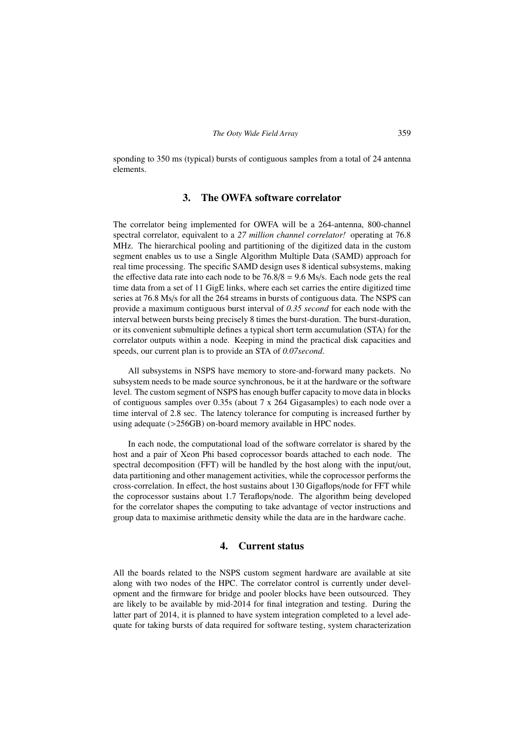sponding to 350 ms (typical) bursts of contiguous samples from a total of 24 antenna elements.

## 3. The OWFA software correlator

The correlator being implemented for OWFA will be a 264-antenna, 800-channel spectral correlator, equivalent to a *27 million channel correlator!* operating at 76.8 MHz. The hierarchical pooling and partitioning of the digitized data in the custom segment enables us to use a Single Algorithm Multiple Data (SAMD) approach for real time processing. The specific SAMD design uses 8 identical subsystems, making the effective data rate into each node to be 76.8/8 = 9.6 Ms/s. Each node gets the real time data from a set of 11 GigE links, where each set carries the entire digitized time series at 76.8 Ms/s for all the 264 streams in bursts of contiguous data. The NSPS can provide a maximum contiguous burst interval of *0.35 second* for each node with the interval between bursts being precisely 8 times the burst-duration. The burst-duration, or its convenient submultiple defines a typical short term accumulation (STA) for the correlator outputs within a node. Keeping in mind the practical disk capacities and speeds, our current plan is to provide an STA of *0.07second*.

All subsystems in NSPS have memory to store-and-forward many packets. No subsystem needs to be made source synchronous, be it at the hardware or the software level. The custom segment of NSPS has enough buffer capacity to move data in blocks of contiguous samples over 0.35s (about 7 x 264 Gigasamples) to each node over a time interval of 2.8 sec. The latency tolerance for computing is increased further by using adequate (>256GB) on-board memory available in HPC nodes.

In each node, the computational load of the software correlator is shared by the host and a pair of Xeon Phi based coprocessor boards attached to each node. The spectral decomposition (FFT) will be handled by the host along with the input/out, data partitioning and other management activities, while the coprocessor performs the cross-correlation. In effect, the host sustains about 130 Gigaflops/node for FFT while the coprocessor sustains about 1.7 Teraflops/node. The algorithm being developed for the correlator shapes the computing to take advantage of vector instructions and group data to maximise arithmetic density while the data are in the hardware cache.

## 4. Current status

All the boards related to the NSPS custom segment hardware are available at site along with two nodes of the HPC. The correlator control is currently under development and the firmware for bridge and pooler blocks have been outsourced. They are likely to be available by mid-2014 for final integration and testing. During the latter part of 2014, it is planned to have system integration completed to a level adequate for taking bursts of data required for software testing, system characterization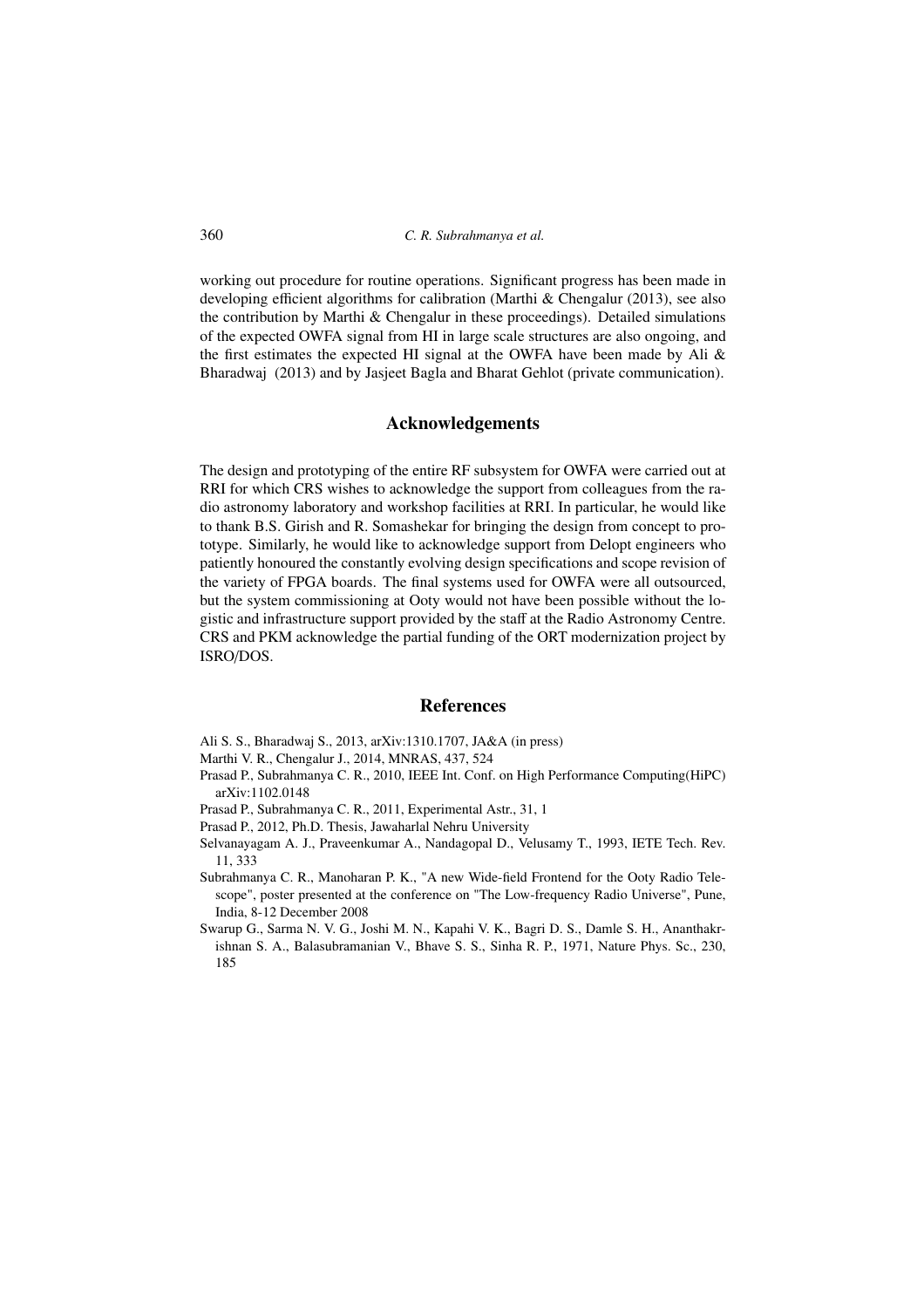working out procedure for routine operations. Significant progress has been made in developing efficient algorithms for calibration (Marthi & Chengalur (2013), see also the contribution by Marthi & Chengalur in these proceedings). Detailed simulations of the expected OWFA signal from HI in large scale structures are also ongoing, and the first estimates the expected HI signal at the OWFA have been made by Ali & Bharadwaj (2013) and by Jasjeet Bagla and Bharat Gehlot (private communication).

## Acknowledgements

The design and prototyping of the entire RF subsystem for OWFA were carried out at RRI for which CRS wishes to acknowledge the support from colleagues from the radio astronomy laboratory and workshop facilities at RRI. In particular, he would like to thank B.S. Girish and R. Somashekar for bringing the design from concept to prototype. Similarly, he would like to acknowledge support from Delopt engineers who patiently honoured the constantly evolving design specifications and scope revision of the variety of FPGA boards. The final systems used for OWFA were all outsourced, but the system commissioning at Ooty would not have been possible without the logistic and infrastructure support provided by the staff at the Radio Astronomy Centre. CRS and PKM acknowledge the partial funding of the ORT modernization project by ISRO/DOS.

## References

Ali S. S., Bharadwaj S., 2013, arXiv:1310.1707, JA&A (in press)

Marthi V. R., Chengalur J., 2014, MNRAS, 437, 524

Prasad P., Subrahmanya C. R., 2010, IEEE Int. Conf. on High Performance Computing(HiPC) arXiv:1102.0148

Prasad P., Subrahmanya C. R., 2011, Experimental Astr., 31, 1

Prasad P., 2012, Ph.D. Thesis, Jawaharlal Nehru University

Selvanayagam A. J., Praveenkumar A., Nandagopal D., Velusamy T., 1993, IETE Tech. Rev. 11, 333

Subrahmanya C. R., Manoharan P. K., "A new Wide-field Frontend for the Ooty Radio Telescope", poster presented at the conference on "The Low-frequency Radio Universe", Pune, India, 8-12 December 2008

Swarup G., Sarma N. V. G., Joshi M. N., Kapahi V. K., Bagri D. S., Damle S. H., Ananthakrishnan S. A., Balasubramanian V., Bhave S. S., Sinha R. P., 1971, Nature Phys. Sc., 230, 185